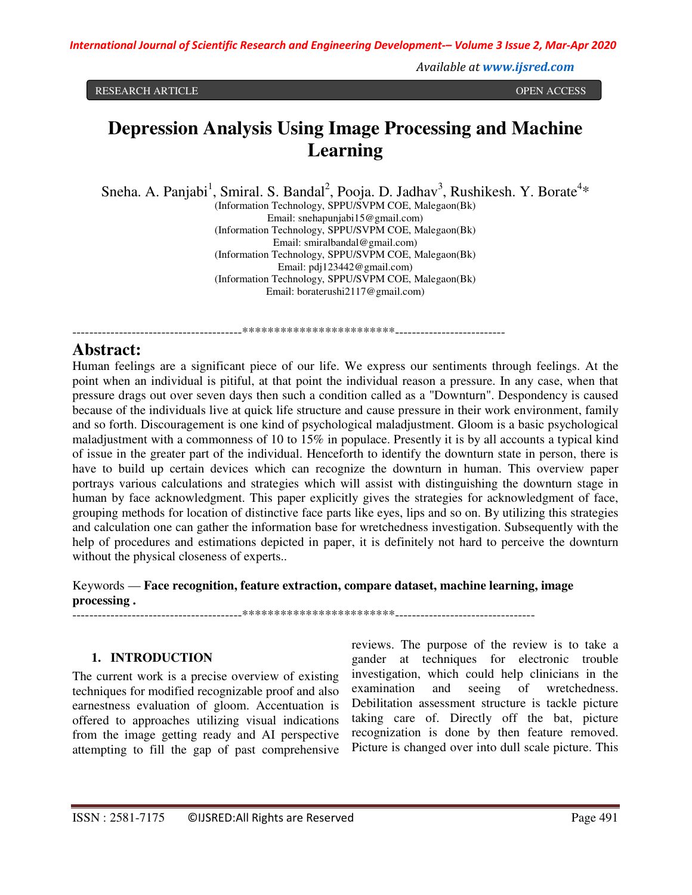RESEARCH ARTICLE OPEN ACCESS

# Depression Analysis Using Image Processing and Machine Learning

Sneha. A. Panjabi[1], Smiral. S. Bandal[2], Pooja. D. Jadhav[3], Rushikesh. Y. Borate[4]*

(Information Technology, SPPU/SVPM COE, Malegaon(Bk)
Email: snehapunjabi15@gmail.com)
(Information Technology, SPPU/SVPM COE, Malegaon(Bk)
Email: smiralbandal@gmail.com)
(Information Technology, SPPU/SVPM COE, Malegaon(Bk)
Email: pdj123442@gmail.com)
(Information Technology, SPPU/SVPM COE, Malegaon(Bk)
Email: boraterushi2117@gmail.com)

----------------------------------------************************----------------------------------

## Abstract:

Human feelings are a significant piece of our life. We express our sentiments through feelings. At the point when an individual is pitiful, at that point the individual reason a pressure. In any case, when that pressure drags out over seven days then such a condition called as a "Downturn". Despondency is caused because of the individuals live at quick life structure and cause pressure in their work environment, family and so forth. Discouragement is one kind of psychological maladjustment. Gloom is a basic psychological maladjustment with a commonness of 10 to 15% in populace. Presently it is by all accounts a typical kind of issue in the greater part of the individual. Henceforth to identify the downturn state in person, there is have to build up certain devices which can recognize the downturn in human. This overview paper portrays various calculations and strategies which will assist with distinguishing the downturn stage in human by face acknowledgment. This paper explicitly gives the strategies for acknowledgment of face, grouping methods for location of distinctive face parts like eyes, lips and so on. By utilizing this strategies and calculation one can gather the information base for wretchedness investigation. Subsequently with the help of procedures and estimations depicted in paper, it is definitely not hard to perceive the downturn without the physical closeness of experts..

Keywords — **Face recognition, feature extraction, compare dataset, machine learning, image processing .**

----------------------------------------************************----------------------------------

## 1. INTRODUCTION

The current work is a precise overview of existing techniques for modified recognizable proof and also earnestness evaluation of gloom. Accentuation is offered to approaches utilizing visual indications from the image getting ready and AI perspective attempting to fill the gap of past comprehensive reviews. The purpose of the review is to take a gander at techniques for electronic trouble investigation, which could help clinicians in the examination and seeing of wretchedness. Debilitation assessment structure is tackle picture taking care of. Directly off the bat, picture recognization is done by then feature removed. Picture is changed over into dull scale picture. This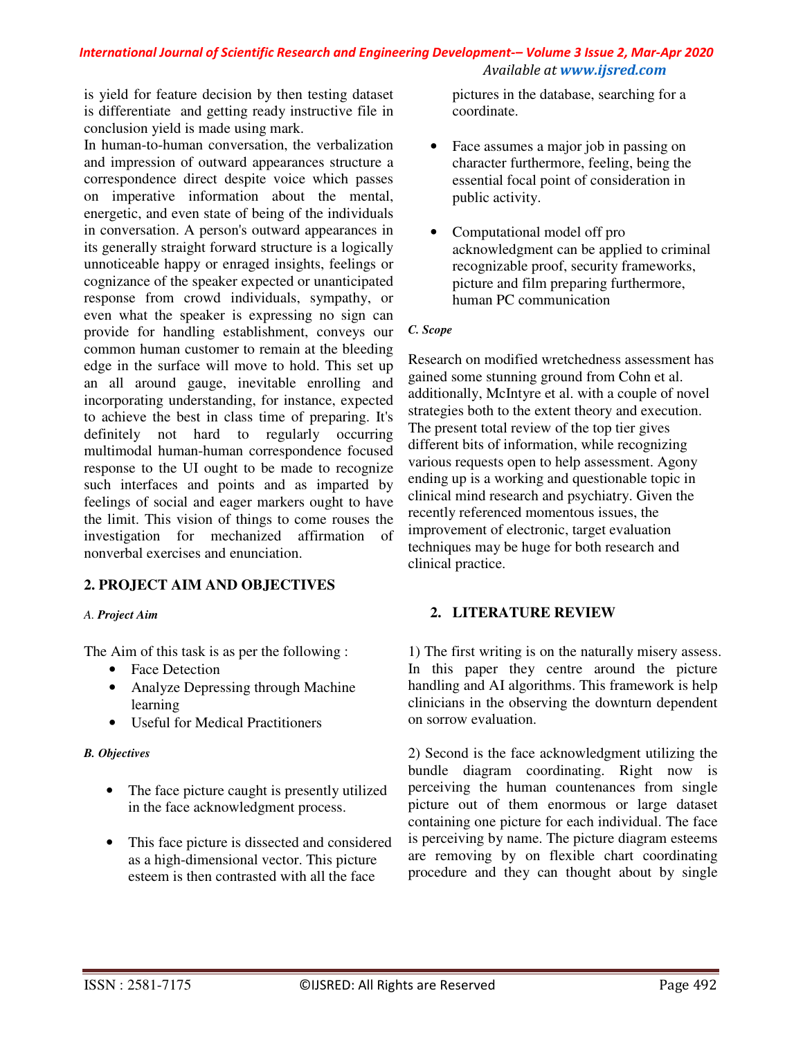is yield for feature decision by then testing dataset is differentiate and getting ready instructive file in conclusion yield is made using mark.

In human-to-human conversation, the verbalization and impression of outward appearances structure a correspondence direct despite voice which passes on imperative information about the mental, energetic, and even state of being of the individuals in conversation. A person's outward appearances in its generally straight forward structure is a logically unnoticeable happy or enraged insights, feelings or cognizance of the speaker expected or unanticipated response from crowd individuals, sympathy, or even what the speaker is expressing no sign can provide for handling establishment, conveys our common human customer to remain at the bleeding edge in the surface will move to hold. This set up an all around gauge, inevitable enrolling and incorporating understanding, for instance, expected to achieve the best in class time of preparing. It's definitely not hard to regularly occurring multimodal human-human correspondence focused response to the UI ought to be made to recognize such interfaces and points and as imparted by feelings of social and eager markers ought to have the limit. This vision of things to come rouses the investigation for mechanized affirmation of nonverbal exercises and enunciation.

## 2. PROJECT AIM AND OBJECTIVES

### *A. Project Aim*

The Aim of this task is as per the following :

- Face Detection
- Analyze Depressing through Machine learning
- Useful for Medical Practitioners

### *B. Objectives*

- The face picture caught is presently utilized in the face acknowledgment process.
- This face picture is dissected and considered as a high-dimensional vector. This picture esteem is then contrasted with all the face pictures in the database, searching for a coordinate.
- Face assumes a major job in passing on character furthermore, feeling, being the essential focal point of consideration in public activity.
- Computational model off pro acknowledgment can be applied to criminal recognizable proof, security frameworks, picture and film preparing furthermore, human PC communication

### *C. Scope*

Research on modified wretchedness assessment has gained some stunning ground from Cohn et al. additionally, McIntyre et al. with a couple of novel strategies both to the extent theory and execution. The present total review of the top tier gives different bits of information, while recognizing various requests open to help assessment. Agony ending up is a working and questionable topic in clinical mind research and psychiatry. Given the recently referenced momentous issues, the improvement of electronic, target evaluation techniques may be huge for both research and clinical practice.

## 2. LITERATURE REVIEW

1) The first writing is on the naturally misery assess. In this paper they centre around the picture handling and AI algorithms. This framework is help clinicians in the observing the downturn dependent on sorrow evaluation.

2) Second is the face acknowledgment utilizing the bundle diagram coordinating. Right now is perceiving the human countenances from single picture out of them enormous or large dataset containing one picture for each individual. The face is perceiving by name. The picture diagram esteems are removing by on flexible chart coordinating procedure and they can thought about by single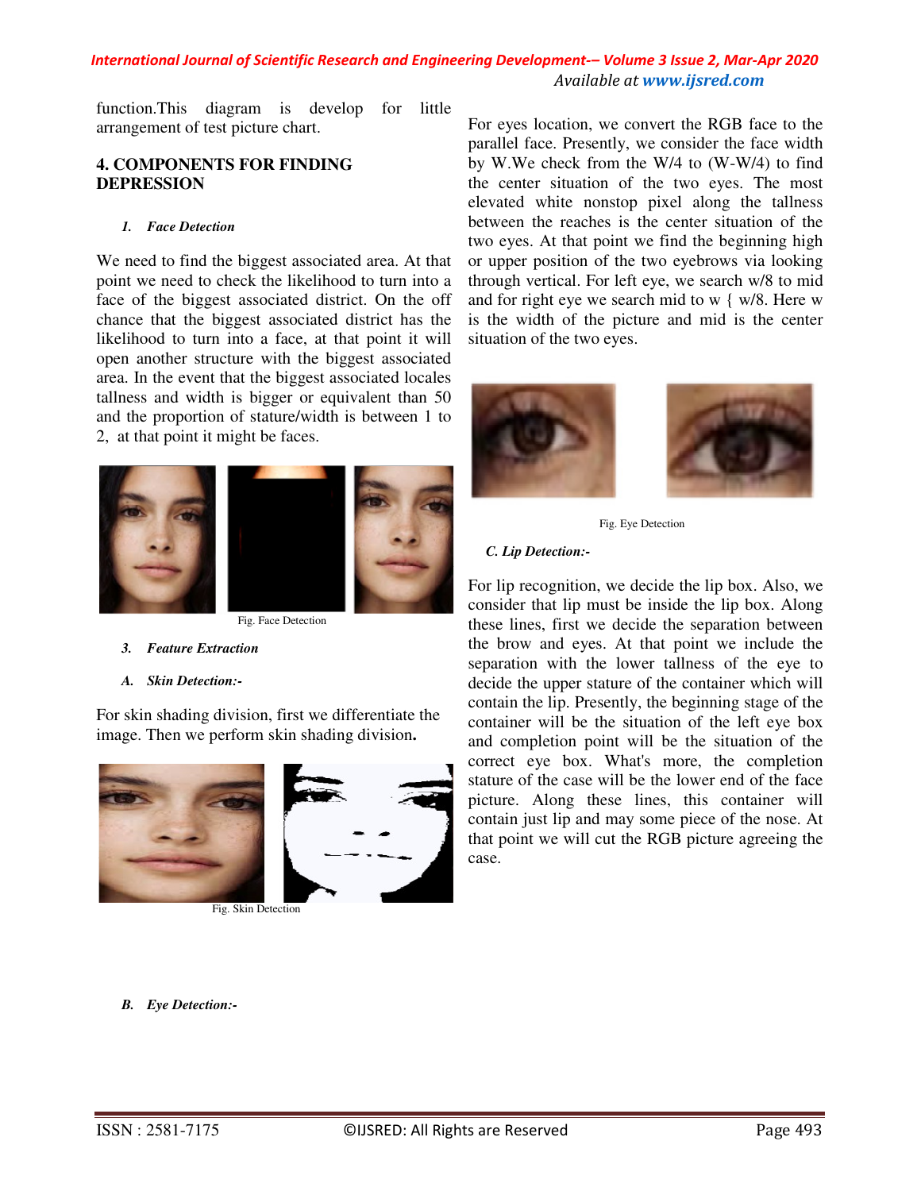function.This diagram is develop for little arrangement of test picture chart.

## 4. COMPONENTS FOR FINDING DEPRESSION

### *1. Face Detection*

We need to find the biggest associated area. At that point we need to check the likelihood to turn into a face of the biggest associated district. On the off chance that the biggest associated district has the likelihood to turn into a face, at that point it will open another structure with the biggest associated area. In the event that the biggest associated locales tallness and width is bigger or equivalent than 50 and the proportion of stature/width is between 1 to 2, at that point it might be faces.

Fig. Face Detection

### *3. Feature Extraction*

#### *A. Skin Detection:-*

For skin shading division, first we differentiate the image. Then we perform skin shading division**.**

Fig. Skin Detection

#### *B. Eye Detection:-*

For eyes location, we convert the RGB face to the parallel face. Presently, we consider the face width by W.We check from the W/4 to (W-W/4) to find the center situation of the two eyes. The most elevated white nonstop pixel along the tallness between the reaches is the center situation of the two eyes. At that point we find the beginning high or upper position of the two eyebrows via looking through vertical. For left eye, we search w/8 to mid and for right eye we search mid to w { w/8. Here w is the width of the picture and mid is the center situation of the two eyes.

Fig. Eye Detection

#### *C. Lip Detection:-*

For lip recognition, we decide the lip box. Also, we consider that lip must be inside the lip box. Along these lines, first we decide the separation between the brow and eyes. At that point we include the separation with the lower tallness of the eye to decide the upper stature of the container which will contain the lip. Presently, the beginning stage of the container will be the situation of the left eye box and completion point will be the situation of the correct eye box. What's more, the completion stature of the case will be the lower end of the face picture. Along these lines, this container will contain just lip and may some piece of the nose. At that point we will cut the RGB picture agreeing the case.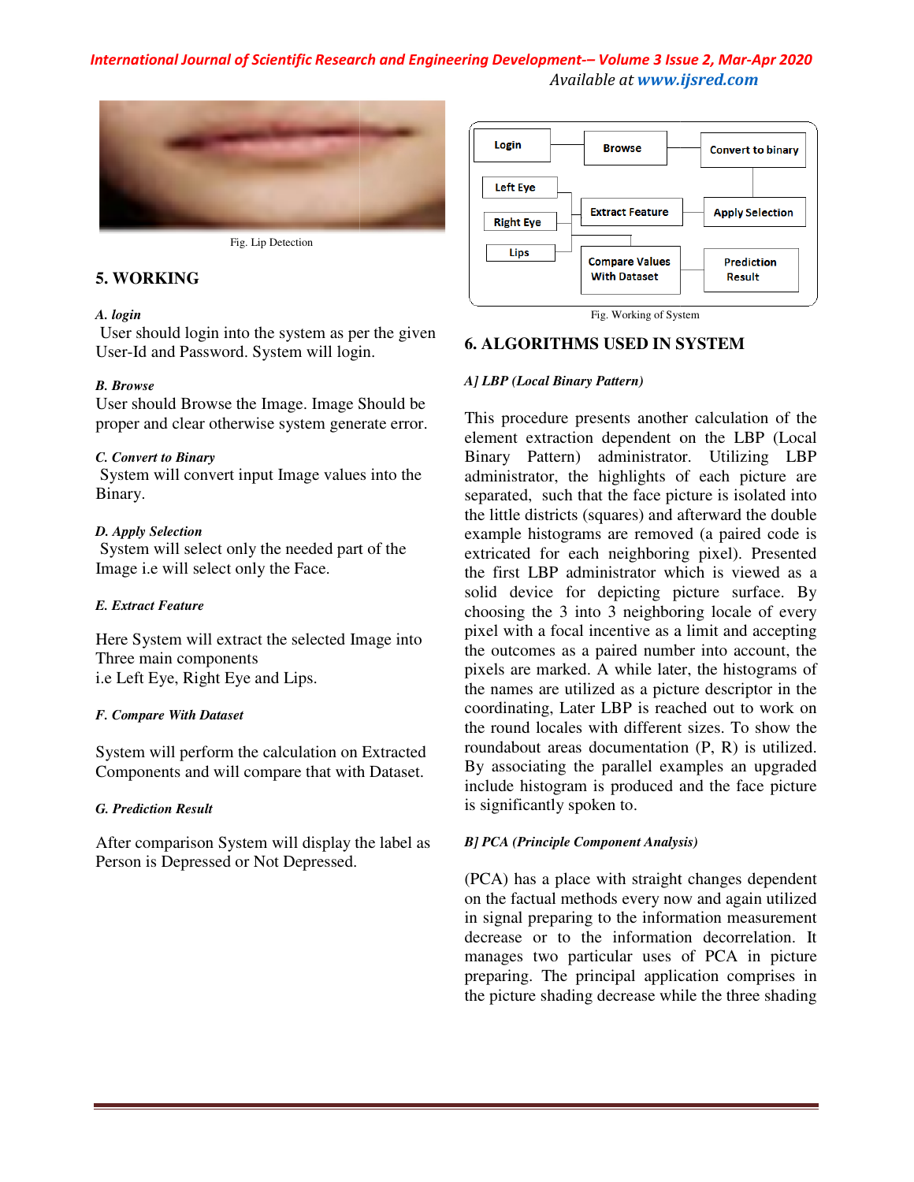Fig. Lip Detection

## 5. WORKING

***A. login***

User should login into the system as per the given User-Id and Password. System will login.

***B. Browse***

User should Browse the Image. Image Should be proper and clear otherwise system generate error.

***C. Convert to Binary***

System will convert input Image values into the Binary.

***D. Apply Selection***

System will select only the needed part of the Image i.e will select only the Face.

***E. Extract Feature***

Here System will extract the selected Image into Three main components

i.e Left Eye, Right Eye and Lips.

***F. Compare With Dataset***

System will perform the calculation on Extracted Components and will compare that with Dataset.

***G. Prediction Result***

After comparison System will display the label as Person is Depressed or Not Depressed.

Fig. Working of System

## 6. ALGORITHMS USED IN SYSTEM

***A] LBP (Local Binary Pattern)***

This procedure presents another calculation of the element extraction dependent on the LBP (Local Binary Pattern) administrator. Utilizing LBP administrator, the highlights of each picture are separated, such that the face picture is isolated into the little districts (squares) and afterward the double example histograms are removed (a paired code is extricated for each neighboring pixel). Presented the first LBP administrator which is viewed as a solid device for depicting picture surface. By choosing the 3 into 3 neighboring locale of every pixel with a focal incentive as a limit and accepting the outcomes as a paired number into account, the pixels are marked. A while later, the histograms of the names are utilized as a picture descriptor in the coordinating, Later LBP is reached out to work on the round locales with different sizes. To show the roundabout areas documentation (P, R) is utilized. By associating the parallel examples an upgraded include histogram is produced and the face picture is significantly spoken to.

***B] PCA (Principle Component Analysis)***

(PCA) has a place with straight changes dependent on the factual methods every now and again utilized in signal preparing to the information measurement decrease or to the information decorrelation. It manages two particular uses of PCA in picture preparing. The principal application comprises in the picture shading decrease while the three shading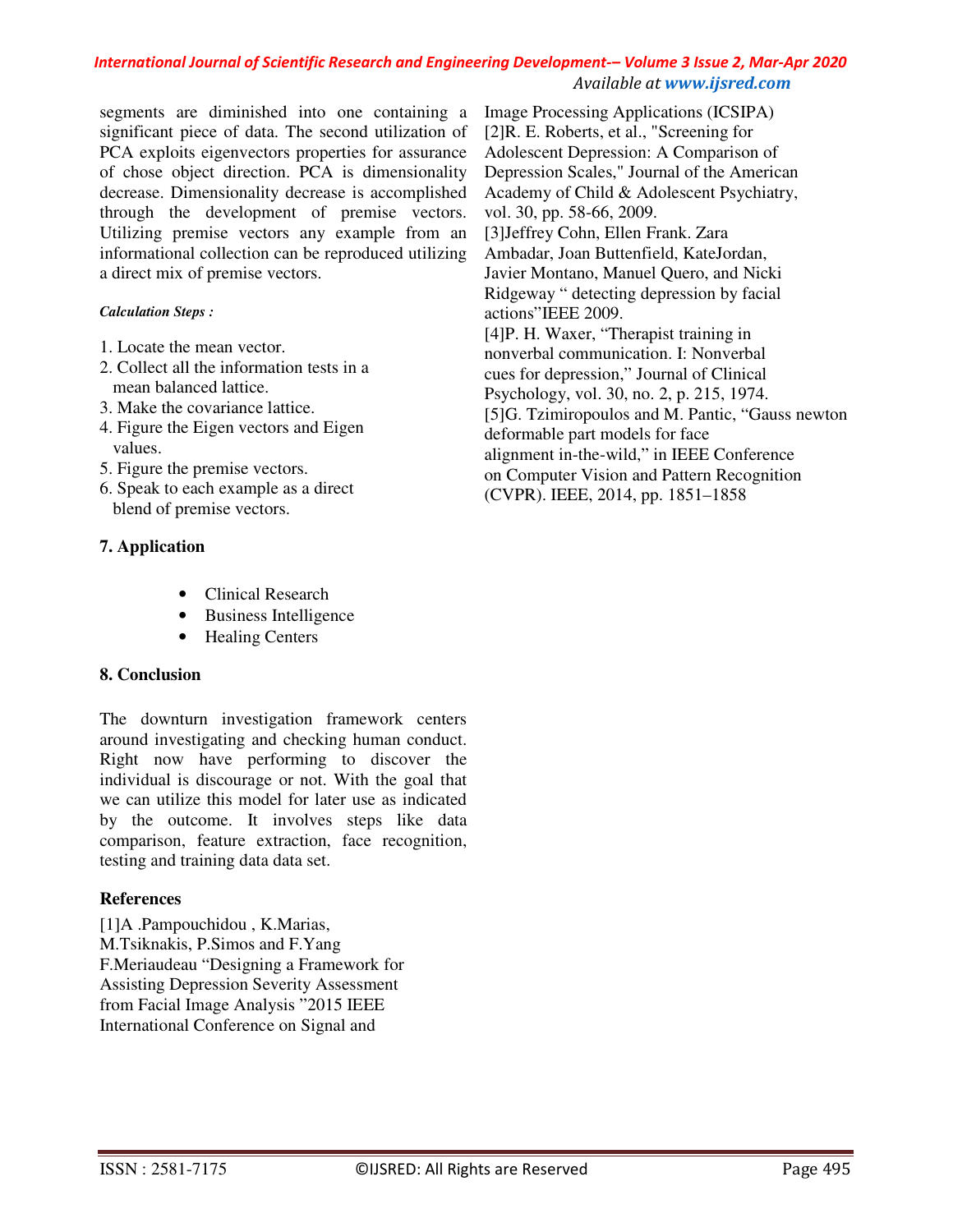segments are diminished into one containing a significant piece of data. The second utilization of PCA exploits eigenvectors properties for assurance of chose object direction. PCA is dimensionality decrease. Dimensionality decrease is accomplished through the development of premise vectors. Utilizing premise vectors any example from an informational collection can be reproduced utilizing a direct mix of premise vectors.

***Calculation Steps :***

1. Locate the mean vector.
2. Collect all the information tests in a mean balanced lattice.
3. Make the covariance lattice.
4. Figure the Eigen vectors and Eigen values.
5. Figure the premise vectors.
6. Speak to each example as a direct blend of premise vectors.

## 7. Application

- Clinical Research
- Business Intelligence
- Healing Centers

## 8. Conclusion

The downturn investigation framework centers around investigating and checking human conduct. Right now have performing to discover the individual is discourage or not. With the goal that we can utilize this model for later use as indicated by the outcome. It involves steps like data comparison, feature extraction, face recognition, testing and training data data set.

## References

[1]A .Pampouchidou , K.Marias, M.Tsiknakis, P.Simos and F.Yang F.Meriaudeau "Designing a Framework for Assisting Depression Severity Assessment from Facial Image Analysis "2015 IEEE International Conference on Signal and Image Processing Applications (ICSIPA)

[2]R. E. Roberts, et al., "Screening for Adolescent Depression: A Comparison of Depression Scales," Journal of the American Academy of Child & Adolescent Psychiatry, vol. 30, pp. 58-66, 2009.

[3]Jeffrey Cohn, Ellen Frank. Zara Ambadar, Joan Buttenfield, KateJordan, Javier Montano, Manuel Quero, and Nicki Ridgeway " detecting depression by facial actions"IEEE 2009.

[4]P. H. Waxer, "Therapist training in nonverbal communication. I: Nonverbal cues for depression," Journal of Clinical Psychology, vol. 30, no. 2, p. 215, 1974.

[5]G. Tzimiropoulos and M. Pantic, "Gauss newton deformable part models for face alignment in-the-wild," in IEEE Conference on Computer Vision and Pattern Recognition (CVPR). IEEE, 2014, pp. 1851–1858